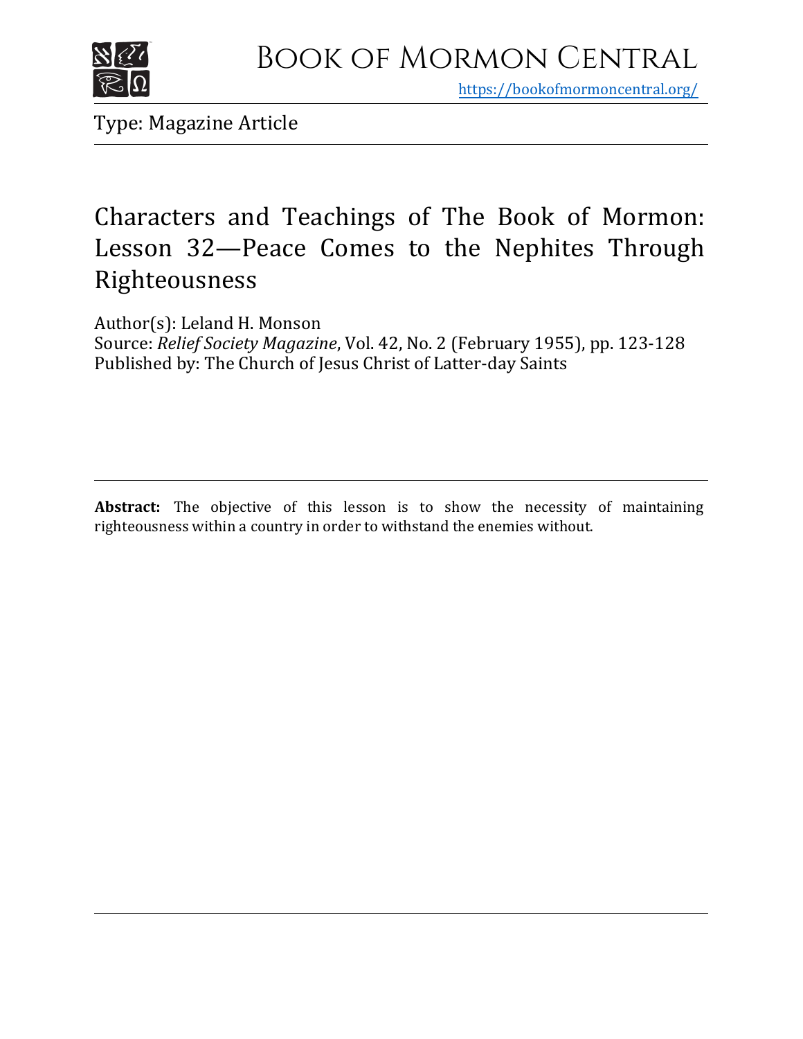# Book of Mormon Central

https://bookofmormoncentral.org/

Type: Magazine Article

## Characters and Teachings of The Book of Mormon: Lesson 32—Peace Comes to the Nephites Through Righteousness

Author(s): Leland H. Monson
Source: *Relief Society Magazine*, Vol. 42, No. 2 (February 1955), pp. 123-128
Published by: The Church of Jesus Christ of Latter-day Saints

**Abstract:** The objective of this lesson is to show the necessity of maintaining righteousness within a country in order to withstand the enemies without.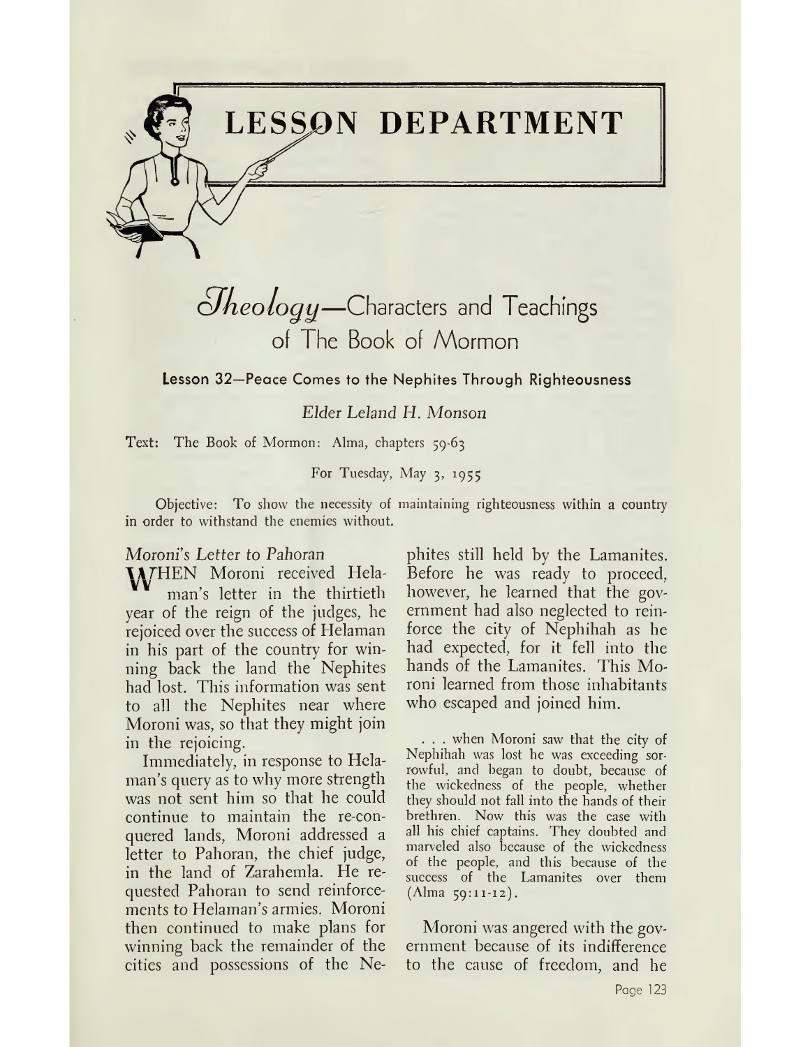# LESSON DEPARTMENT

## *Theology*—Characters and Teachings of The Book of Mormon

### Lesson 32—Peace Comes to the Nephites Through Righteousness

*Elder Leland H. Monson*

Text: The Book of Mormon: Alma, chapters 59-63

For Tuesday, May 3, 1955

Objective: To show the necessity of maintaining righteousness within a country in order to withstand the enemies without.

*Moroni's Letter to Pahoran*

WHEN Moroni received Helaman's letter in the thirtieth year of the reign of the judges, he rejoiced over the success of Helaman in his part of the country for winning back the land the Nephites had lost. This information was sent to all the Nephites near where Moroni was, so that they might join in the rejoicing.

Immediately, in response to Helaman's query as to why more strength was not sent him so that he could continue to maintain the re-conquered lands, Moroni addressed a letter to Pahoran, the chief judge, in the land of Zarahemla. He requested Pahoran to send reinforcements to Helaman's armies. Moroni then continued to make plans for winning back the remainder of the cities and possessions of the Nephites still held by the Lamanites. Before he was ready to proceed, however, he learned that the government had also neglected to reinforce the city of Nephihah as he had expected, for it fell into the hands of the Lamanites. This Moroni learned from those inhabitants who escaped and joined him.

> . . . when Moroni saw that the city of Nephihah was lost he was exceeding sorrowful, and began to doubt, because of the wickedness of the people, whether they should not fall into the hands of their brethren. Now this was the case with all his chief captains. They doubted and marveled also because of the wickedness of the people, and this because of the success of the Lamanites over them (Alma 59:11-12).

Moroni was angered with the government because of its indifference to the cause of freedom, and he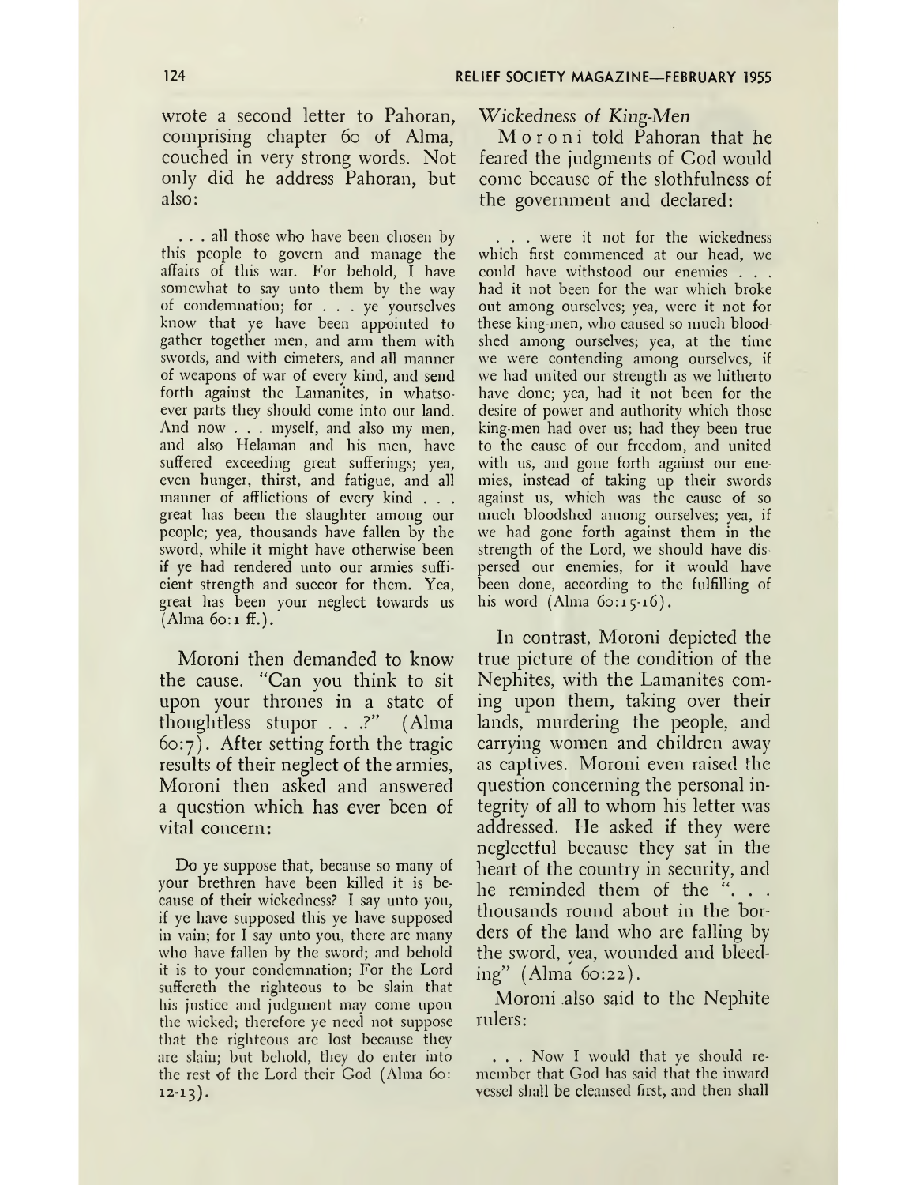wrote a second letter to Pahoran, comprising chapter 60 of Alma, couched in very strong words. Not only did he address Pahoran, but also:

> . . . all those who have been chosen by this people to govern and manage the affairs of this war. For behold, I have somewhat to say unto them by the way of condemnation; for . . . ye yourselves know that ye have been appointed to gather together men, and arm them with swords, and with cimeters, and all manner of weapons of war of every kind, and send forth against the Lamanites, in whatsoever parts they should come into our land. And now . . . myself, and also my men, and also Helaman and his men, have suffered exceeding great sufferings; yea, even hunger, thirst, and fatigue, and all manner of afflictions of every kind . . . great has been the slaughter among our people; yea, thousands have fallen by the sword, while it might have otherwise been if ye had rendered unto our armies sufficient strength and succor for them. Yea, great has been your neglect towards us (Alma 60:1 ff.).

Moroni then demanded to know the cause. "Can you think to sit upon your thrones in a state of thoughtless stupor . . .?" (Alma 60:7). After setting forth the tragic results of their neglect of the armies, Moroni then asked and answered a question which has ever been of vital concern:

> Do ye suppose that, because so many of your brethren have been killed it is because of their wickedness? I say unto you, if ye have supposed this ye have supposed in vain; for I say unto you, there are many who have fallen by the sword; and behold it is to your condemnation; For the Lord suffereth the righteous to be slain that his justice and judgment may come upon the wicked; therefore ye need not suppose that the righteous are lost because they are slain; but behold, they do enter into the rest of the Lord their God (Alma 60:12-13).

*Wickedness of King-Men*

Moroni told Pahoran that he feared the judgments of God would come because of the slothfulness of the government and declared:

> . . . were it not for the wickedness which first commenced at our head, we could have withstood our enemies . . . had it not been for the war which broke out among ourselves; yea, were it not for these king-men, who caused so much bloodshed among ourselves; yea, at the time we were contending among ourselves, if we had united our strength as we hitherto have done; yea, had it not been for the desire of power and authority which those king-men had over us; had they been true to the cause of our freedom, and united with us, and gone forth against our enemies, instead of taking up their swords against us, which was the cause of so much bloodshed among ourselves; yea, if we had gone forth against them in the strength of the Lord, we should have dispersed our enemies, for it would have been done, according to the fulfilling of his word (Alma 60:15-16).

In contrast, Moroni depicted the true picture of the condition of the Nephites, with the Lamanites coming upon them, taking over their lands, murdering the people, and carrying women and children away as captives. Moroni even raised the question concerning the personal integrity of all to whom his letter was addressed. He asked if they were neglectful because they sat in the heart of the country in security, and he reminded them of the ". . . thousands round about in the borders of the land who are falling by the sword, yea, wounded and bleeding" (Alma 60:22).

Moroni also said to the Nephite rulers:

> . . . Now I would that ye should remember that God has said that the inward vessel shall be cleansed first, and then shall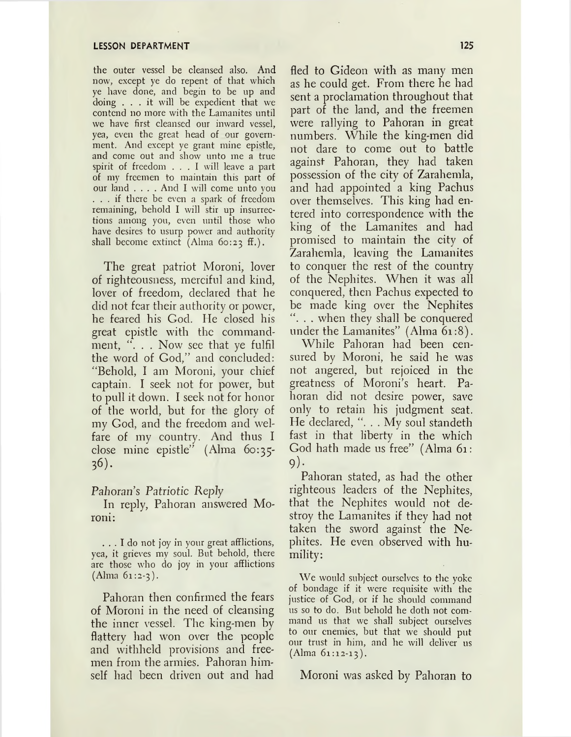the outer vessel be cleansed also. And now, except ye do repent of that which ye have done, and begin to be up and doing . . . it will be expedient that we contend no more with the Lamanites until we have first cleansed our inward vessel, yea, even the great head of our government. And except ye grant mine epistle, and come out and show unto me a true spirit of freedom . . . I will leave a part of my freemen to maintain this part of our land . . . . And I will come unto you . . . if there be even a spark of freedom remaining, behold I will stir up insurrections among you, even until those who have desires to usurp power and authority shall become extinct (Alma 60:23 ff.).

The great patriot Moroni, lover of righteousness, merciful and kind, lover of freedom, declared that he did not fear their authority or power, he feared his God. He closed his great epistle with the commandment, ". . . Now see that ye fulfil the word of God," and concluded: "Behold, I am Moroni, your chief captain. I seek not for power, but to pull it down. I seek not for honor of the world, but for the glory of my God, and the freedom and welfare of my country. And thus I close mine epistle" (Alma 60:35-36).

*Pahoran's Patriotic Reply*

In reply, Pahoran answered Moroni:

> . . . I do not joy in your great afflictions, yea, it grieves my soul. But behold, there are those who do joy in your afflictions (Alma 61:2-3).

Pahoran then confirmed the fears of Moroni in the need of cleansing the inner vessel. The king-men by flattery had won over the people and withheld provisions and freemen from the armies. Pahoran himself had been driven out and had fled to Gideon with as many men as he could get. From there he had sent a proclamation throughout that part of the land, and the freemen were rallying to Pahoran in great numbers. While the king-men did not dare to come out to battle against Pahoran, they had taken possession of the city of Zarahemla, and had appointed a king Pachus over themselves. This king had entered into correspondence with the king of the Lamanites and had promised to maintain the city of Zarahemla, leaving the Lamanites to conquer the rest of the country of the Nephites. When it was all conquered, then Pachus expected to be made king over the Nephites ". . . when they shall be conquered under the Lamanites" (Alma 61:8).

While Pahoran had been censured by Moroni, he said he was not angered, but rejoiced in the greatness of Moroni's heart. Pahoran did not desire power, save only to retain his judgment seat. He declared, ". . . My soul standeth fast in that liberty in the which God hath made us free" (Alma 61:9).

Pahoran stated, as had the other righteous leaders of the Nephites, that the Nephites would not destroy the Lamanites if they had not taken the sword against the Nephites. He even observed with humility:

> We would subject ourselves to the yoke of bondage if it were requisite with the justice of God, or if he should command us so to do. But behold he doth not command us that we shall subject ourselves to our enemies, but that we should put our trust in him, and he will deliver us (Alma 61:12-13).

Moroni was asked by Pahoran to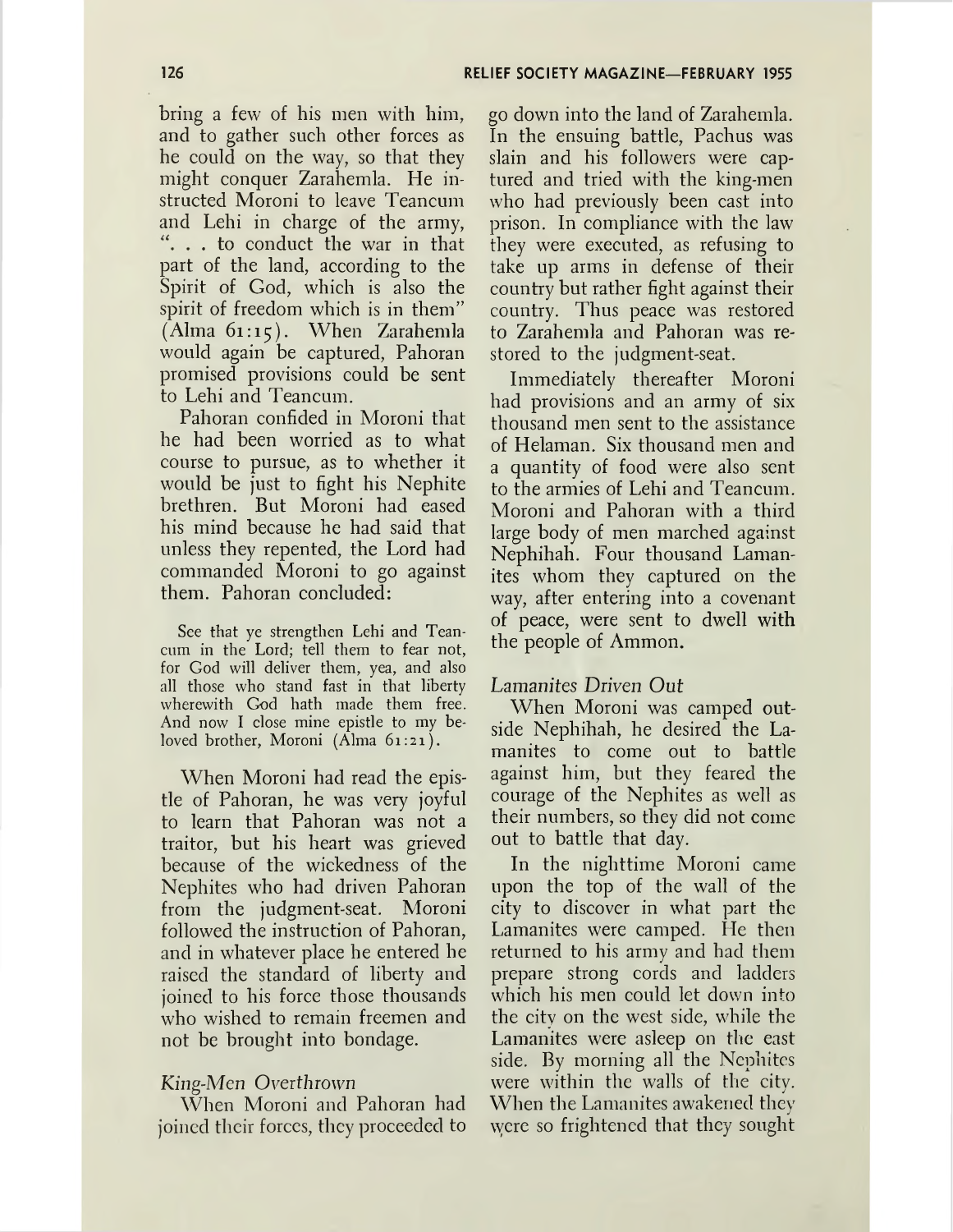bring a few of his men with him, and to gather such other forces as he could on the way, so that they might conquer Zarahemla. He instructed Moroni to leave Teancum and Lehi in charge of the army, ". . . to conduct the war in that part of the land, according to the Spirit of God, which is also the spirit of freedom which is in them" (Alma 61:15). When Zarahemla would again be captured, Pahoran promised provisions could be sent to Lehi and Teancum.

Pahoran confided in Moroni that he had been worried as to what course to pursue, as to whether it would be just to fight his Nephite brethren. But Moroni had eased his mind because he had said that unless they repented, the Lord had commanded Moroni to go against them. Pahoran concluded:

> See that ye strengthen Lehi and Teancum in the Lord; tell them to fear not, for God will deliver them, yea, and also all those who stand fast in that liberty wherewith God hath made them free. And now I close mine epistle to my beloved brother, Moroni (Alma 61:21).

When Moroni had read the epistle of Pahoran, he was very joyful to learn that Pahoran was not a traitor, but his heart was grieved because of the wickedness of the Nephites who had driven Pahoran from the judgment-seat. Moroni followed the instruction of Pahoran, and in whatever place he entered he raised the standard of liberty and joined to his force those thousands who wished to remain freemen and not be brought into bondage.

*King-Men Overthrown*

When Moroni and Pahoran had joined their forces, they proceeded to go down into the land of Zarahemla. In the ensuing battle, Pachus was slain and his followers were captured and tried with the king-men who had previously been cast into prison. In compliance with the law they were executed, as refusing to take up arms in defense of their country but rather fight against their country. Thus peace was restored to Zarahemla and Pahoran was restored to the judgment-seat.

Immediately thereafter Moroni had provisions and an army of six thousand men sent to the assistance of Helaman. Six thousand men and a quantity of food were also sent to the armies of Lehi and Teancum. Moroni and Pahoran with a third large body of men marched against Nephihah. Four thousand Lamanites whom they captured on the way, after entering into a covenant of peace, were sent to dwell with the people of Ammon.

*Lamanites Driven Out*

When Moroni was camped outside Nephihah, he desired the Lamanites to come out to battle against him, but they feared the courage of the Nephites as well as their numbers, so they did not come out to battle that day.

In the nighttime Moroni came upon the top of the wall of the city to discover in what part the Lamanites were camped. He then returned to his army and had them prepare strong cords and ladders which his men could let down into the city on the west side, while the Lamanites were asleep on the east side. By morning all the Nephites were within the walls of the city. When the Lamanites awakened they were so frightened that they sought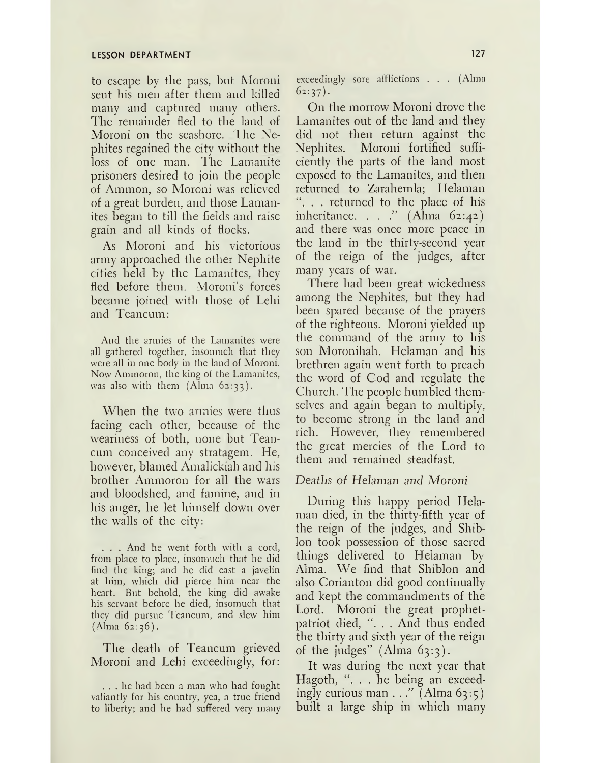to escape by the pass, but Moroni sent his men after them and killed many and captured many others. The remainder fled to the land of Moroni on the seashore. The Nephites regained the city without the loss of one man. The Lamanite prisoners desired to join the people of Ammon, so Moroni was relieved of a great burden, and those Lamanites began to till the fields and raise grain and all kinds of flocks.

As Moroni and his victorious army approached the other Nephite cities held by the Lamanites, they fled before them. Moroni's forces became joined with those of Lehi and Teancum:

> And the armies of the Lamanites were all gathered together, insomuch that they were all in one body in the land of Moroni. Now Ammoron, the king of the Lamanites, was also with them (Alma 62:33).

When the two armies were thus facing each other, because of the weariness of both, none but Teancum conceived any stratagem. He, however, blamed Amalickiah and his brother Ammoron for all the wars and bloodshed, and famine, and in his anger, he let himself down over the walls of the city:

> . . . And he went forth with a cord, from place to place, insomuch that he did find the king; and he did cast a javelin at him, which did pierce him near the heart. But behold, the king did awake his servant before he died, insomuch that they did pursue Teancum, and slew him (Alma 62:36).

The death of Teancum grieved Moroni and Lehi exceedingly, for:

> . . . he had been a man who had fought valiantly for his country, yea, a true friend to liberty; and he had suffered very many exceedingly sore afflictions . . . (Alma 62:37).

On the morrow Moroni drove the Lamanites out of the land and they did not then return against the Nephites. Moroni fortified sufficiently the parts of the land most exposed to the Lamanites, and then returned to Zarahemla; Helaman ". . . returned to the place of his inheritance. . . ." (Alma 62:42) and there was once more peace in the land in the thirty-second year of the reign of the judges, after many years of war.

There had been great wickedness among the Nephites, but they had been spared because of the prayers of the righteous. Moroni yielded up the command of the army to his son Moronihah. Helaman and his brethren again went forth to preach the word of God and regulate the Church. The people humbled themselves and again began to multiply, to become strong in the land and rich. However, they remembered the great mercies of the Lord to them and remained steadfast.

### *Deaths of Helaman and Moroni*

During this happy period Helaman died, in the thirty-fifth year of the reign of the judges, and Shiblon took possession of those sacred things delivered to Helaman by Alma. We find that Shiblon and also Corianton did good continually and kept the commandments of the Lord. Moroni the great prophet-patriot died, ". . . And thus ended the thirty and sixth year of the reign of the judges" (Alma 63:3).

It was during the next year that Hagoth, ". . . he being an exceedingly curious man . . ." (Alma 63:5) built a large ship in which many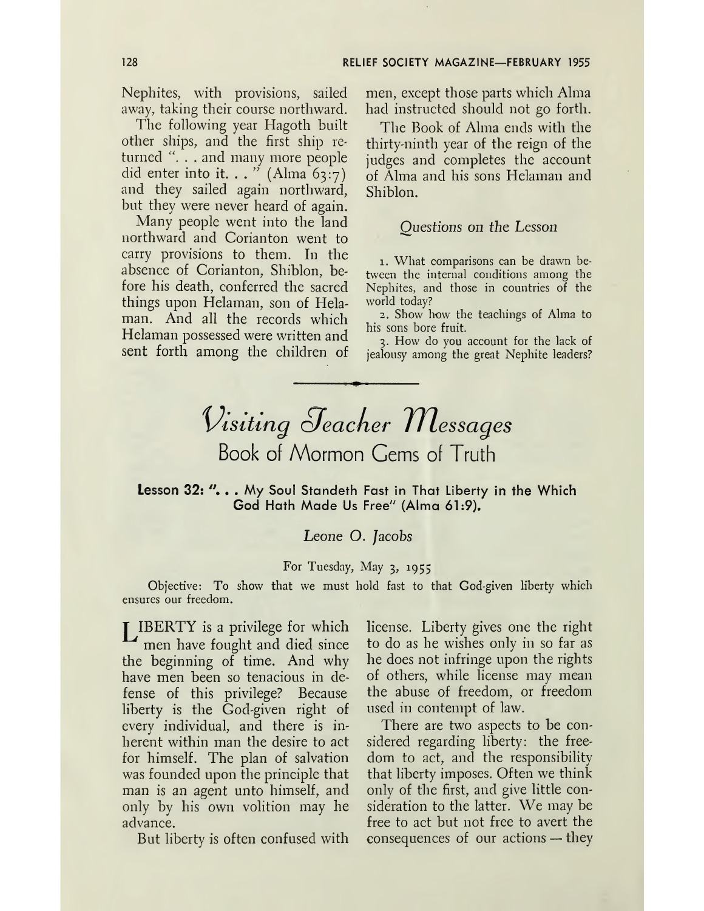Nephites, with provisions, sailed away, taking their course northward.

The following year Hagoth built other ships, and the first ship returned ". . . and many more people did enter into it. . . " (Alma 63:7) and they sailed again northward, but they were never heard of again.

Many people went into the land northward and Corianton went to carry provisions to them. In the absence of Corianton, Shiblon, before his death, conferred the sacred things upon Helaman, son of Helaman. And all the records which Helaman possessed were written and sent forth among the children of men, except those parts which Alma had instructed should not go forth.

The Book of Alma ends with the thirty-ninth year of the reign of the judges and completes the account of Alma and his sons Helaman and Shiblon.

### *Questions on the Lesson*

1. What comparisons can be drawn between the internal conditions among the Nephites, and those in countries of the world today?
2. Show how the teachings of Alma to his sons bore fruit.
3. How do you account for the lack of jealousy among the great Nephite leaders?

---

# *Visiting Teacher Messages*

## Book of Mormon Gems of Truth

### Lesson 32: ". . . My Soul Standeth Fast in That Liberty in the Which God Hath Made Us Free" (Alma 61:9).

*Leone O. Jacobs*

For Tuesday, May 3, 1955

Objective: To show that we must hold fast to that God-given liberty which ensures our freedom.

LIBERTY is a privilege for which men have fought and died since the beginning of time. And why have men been so tenacious in defense of this privilege? Because liberty is the God-given right of every individual, and there is inherent within man the desire to act for himself. The plan of salvation was founded upon the principle that man is an agent unto himself, and only by his own volition may he advance.

But liberty is often confused with license. Liberty gives one the right to do as he wishes only in so far as he does not infringe upon the rights of others, while license may mean the abuse of freedom, or freedom used in contempt of law.

There are two aspects to be considered regarding liberty: the freedom to act, and the responsibility that liberty imposes. Often we think only of the first, and give little consideration to the latter. We may be free to act but not free to avert the consequences of our actions — they